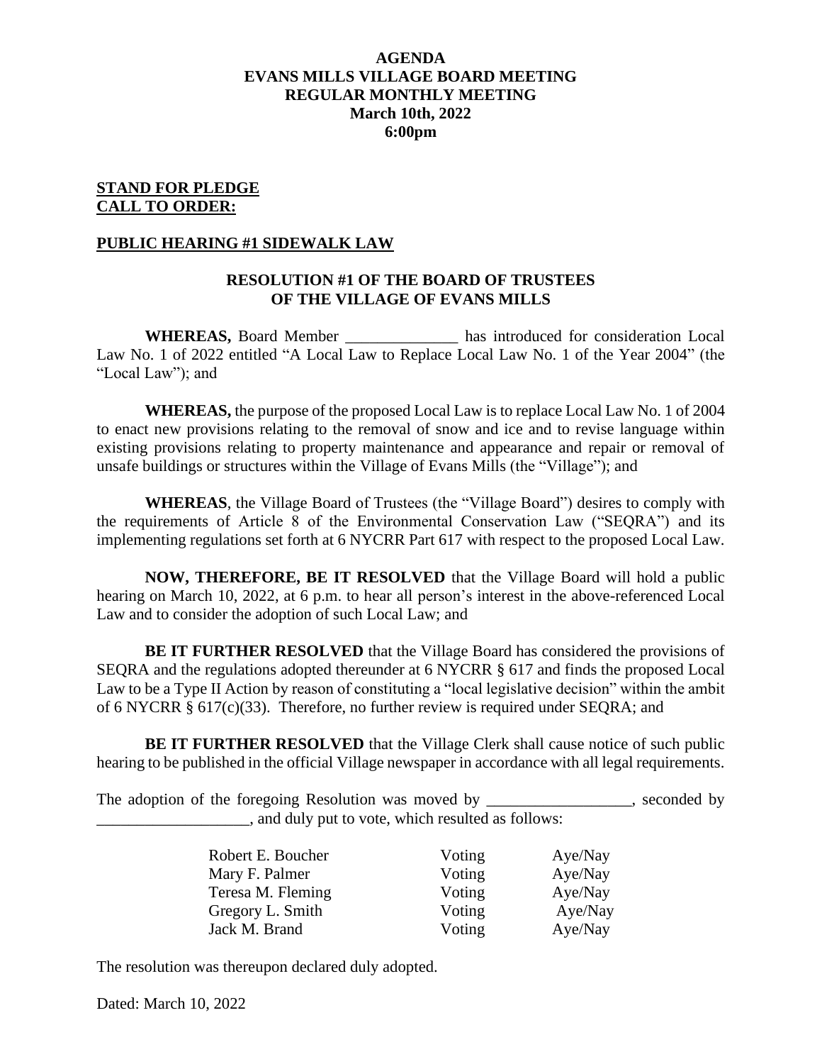**AGENDA**
**EVANS MILLS VILLAGE BOARD MEETING**
**REGULAR MONTHLY MEETING**
**March 10th, 2022**
**6:00pm**

**STAND FOR PLEDGE**
**CALL TO ORDER:**

**PUBLIC HEARING #1 SIDEWALK LAW**

**RESOLUTION #1 OF THE BOARD OF TRUSTEES OF THE VILLAGE OF EVANS MILLS**

**WHEREAS,** Board Member ______________ has introduced for consideration Local Law No. 1 of 2022 entitled "A Local Law to Replace Local Law No. 1 of the Year 2004" (the "Local Law"); and

**WHEREAS,** the purpose of the proposed Local Law is to replace Local Law No. 1 of 2004 to enact new provisions relating to the removal of snow and ice and to revise language within existing provisions relating to property maintenance and appearance and repair or removal of unsafe buildings or structures within the Village of Evans Mills (the "Village"); and

**WHEREAS**, the Village Board of Trustees (the "Village Board") desires to comply with the requirements of Article 8 of the Environmental Conservation Law ("SEQRA") and its implementing regulations set forth at 6 NYCRR Part 617 with respect to the proposed Local Law.

**NOW, THEREFORE, BE IT RESOLVED** that the Village Board will hold a public hearing on March 10, 2022, at 6 p.m. to hear all person's interest in the above-referenced Local Law and to consider the adoption of such Local Law; and

**BE IT FURTHER RESOLVED** that the Village Board has considered the provisions of SEQRA and the regulations adopted thereunder at 6 NYCRR § 617 and finds the proposed Local Law to be a Type II Action by reason of constituting a "local legislative decision" within the ambit of 6 NYCRR § 617(c)(33). Therefore, no further review is required under SEQRA; and

**BE IT FURTHER RESOLVED** that the Village Clerk shall cause notice of such public hearing to be published in the official Village newspaper in accordance with all legal requirements.

The adoption of the foregoing Resolution was moved by __________________, seconded by ___________________, and duly put to vote, which resulted as follows:

| | | |
|---|---|---|
| Robert E. Boucher | Voting | Aye/Nay |
| Mary F. Palmer | Voting | Aye/Nay |
| Teresa M. Fleming | Voting | Aye/Nay |
| Gregory L. Smith | Voting | Aye/Nay |
| Jack M. Brand | Voting | Aye/Nay |

The resolution was thereupon declared duly adopted.

Dated: March 10, 2022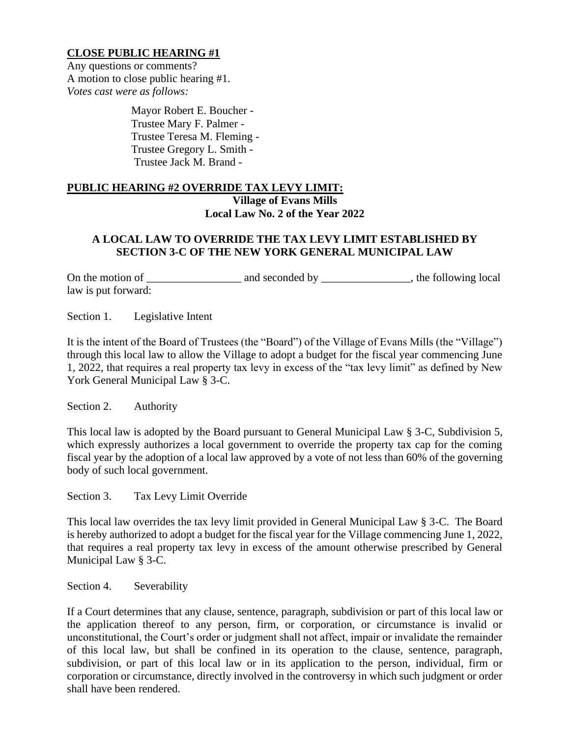**CLOSE PUBLIC HEARING #1**

Any questions or comments?
A motion to close public hearing #1.
*Votes cast were as follows:*

Mayor Robert E. Boucher -
Trustee Mary F. Palmer -
Trustee Teresa M. Fleming -
Trustee Gregory L. Smith -
Trustee Jack M. Brand -

**PUBLIC HEARING #2 OVERRIDE TAX LEVY LIMIT:**

**Village of Evans Mills**
**Local Law No. 2 of the Year 2022**

**A LOCAL LAW TO OVERRIDE THE TAX LEVY LIMIT ESTABLISHED BY SECTION 3-C OF THE NEW YORK GENERAL MUNICIPAL LAW**

On the motion of _________________ and seconded by ________________, the following local law is put forward:

Section 1. Legislative Intent

It is the intent of the Board of Trustees (the "Board") of the Village of Evans Mills (the "Village") through this local law to allow the Village to adopt a budget for the fiscal year commencing June 1, 2022, that requires a real property tax levy in excess of the "tax levy limit" as defined by New York General Municipal Law § 3-C.

Section 2. Authority

This local law is adopted by the Board pursuant to General Municipal Law § 3-C, Subdivision 5, which expressly authorizes a local government to override the property tax cap for the coming fiscal year by the adoption of a local law approved by a vote of not less than 60% of the governing body of such local government.

Section 3. Tax Levy Limit Override

This local law overrides the tax levy limit provided in General Municipal Law § 3-C. The Board is hereby authorized to adopt a budget for the fiscal year for the Village commencing June 1, 2022, that requires a real property tax levy in excess of the amount otherwise prescribed by General Municipal Law § 3-C.

Section 4. Severability

If a Court determines that any clause, sentence, paragraph, subdivision or part of this local law or the application thereof to any person, firm, or corporation, or circumstance is invalid or unconstitutional, the Court's order or judgment shall not affect, impair or invalidate the remainder of this local law, but shall be confined in its operation to the clause, sentence, paragraph, subdivision, or part of this local law or in its application to the person, individual, firm or corporation or circumstance, directly involved in the controversy in which such judgment or order shall have been rendered.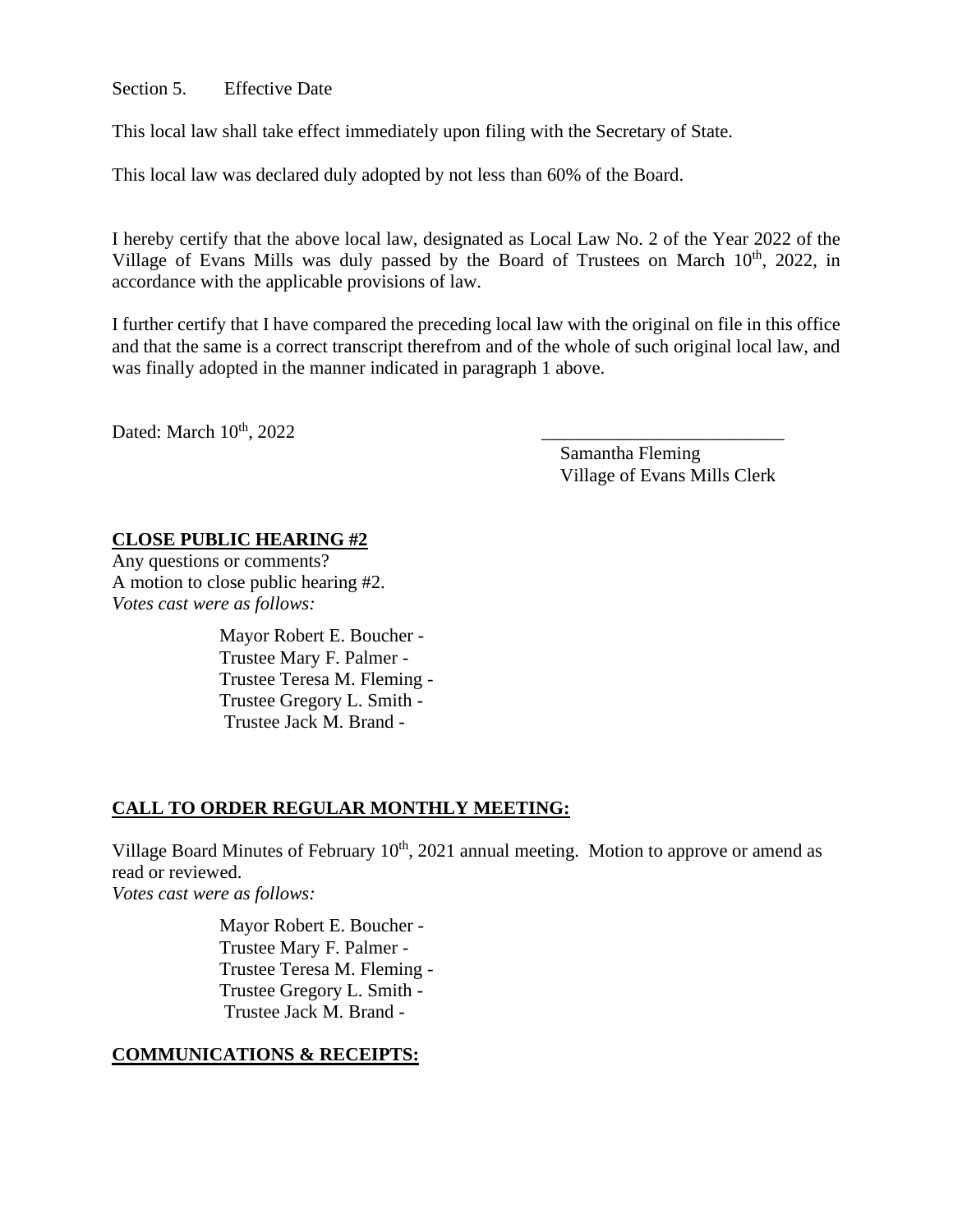Section 5. Effective Date

This local law shall take effect immediately upon filing with the Secretary of State.

This local law was declared duly adopted by not less than 60% of the Board.

I hereby certify that the above local law, designated as Local Law No. 2 of the Year 2022 of the Village of Evans Mills was duly passed by the Board of Trustees on March 10th, 2022, in accordance with the applicable provisions of law.

I further certify that I have compared the preceding local law with the original on file in this office and that the same is a correct transcript therefrom and of the whole of such original local law, and was finally adopted in the manner indicated in paragraph 1 above.

Dated: March 10th, 2022

\_\_\_\_\_\_\_\_\_\_\_\_\_\_\_\_\_\_\_\_\_\_\_\_\_\_
Samantha Fleming
Village of Evans Mills Clerk

**CLOSE PUBLIC HEARING #2**

Any questions or comments?
A motion to close public hearing #2.
*Votes cast were as follows:*

Mayor Robert E. Boucher -
Trustee Mary F. Palmer -
Trustee Teresa M. Fleming -
Trustee Gregory L. Smith -
Trustee Jack M. Brand -

**CALL TO ORDER REGULAR MONTHLY MEETING:**

Village Board Minutes of February 10th, 2021 annual meeting. Motion to approve or amend as read or reviewed.
*Votes cast were as follows:*

Mayor Robert E. Boucher -
Trustee Mary F. Palmer -
Trustee Teresa M. Fleming -
Trustee Gregory L. Smith -
Trustee Jack M. Brand -

**COMMUNICATIONS & RECEIPTS:**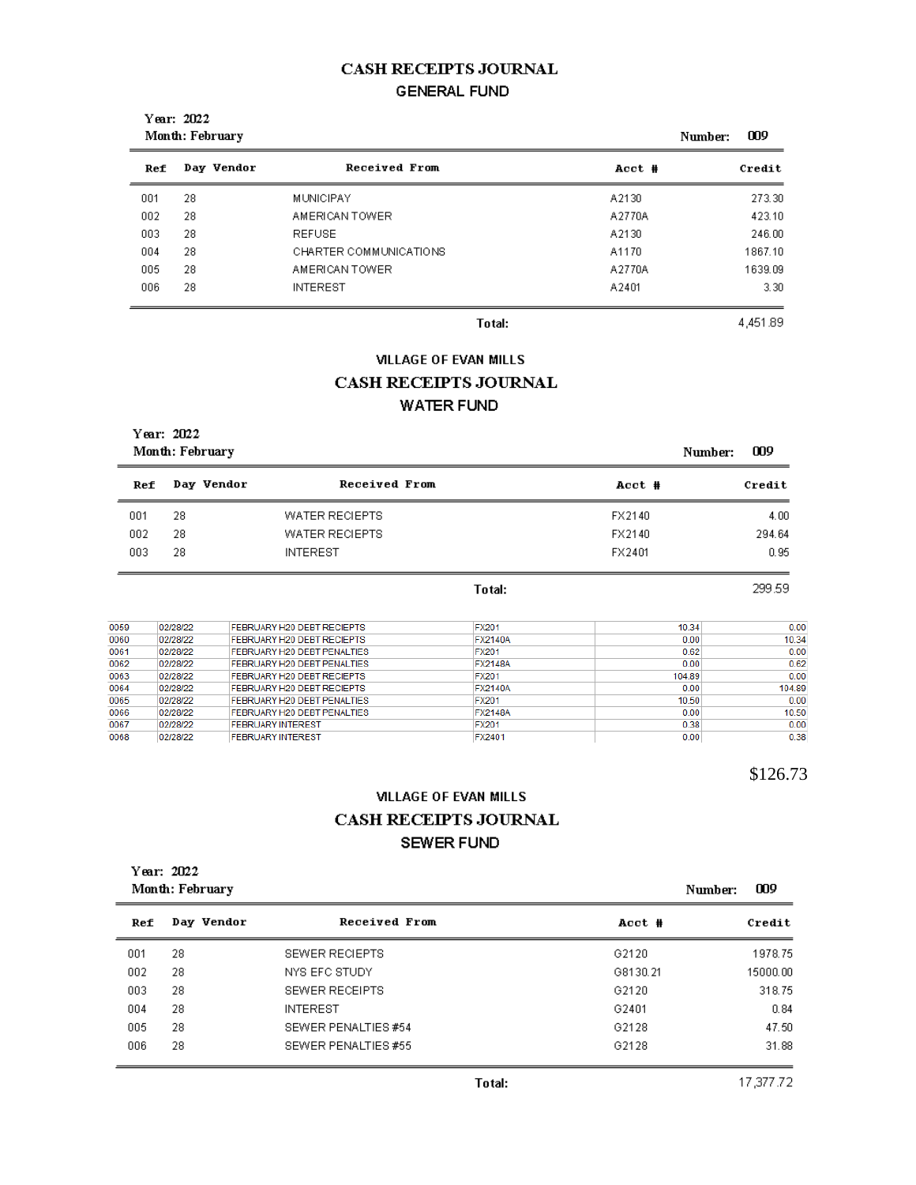# CASH RECEIPTS JOURNAL

## GENERAL FUND

**Year:** 2022
**Month:** February
**Number:** 009

| Ref | Day | Vendor | Received From | Acct # | Credit |
|---|---|---|---|---|---|
| 001 | 28 | | MUNICIPAY | A2130 | 273.30 |
| 002 | 28 | | AMERICAN TOWER | A2770A | 423.10 |
| 003 | 28 | | REFUSE | A2130 | 246.00 |
| 004 | 28 | | CHARTER COMMUNICATIONS | A1170 | 1867.10 |
| 005 | 28 | | AMERICAN TOWER | A2770A | 1639.09 |
| 006 | 28 | | INTEREST | A2401 | 3.30 |
| | | | | **Total:** | 4,451.89 |

# VILLAGE OF EVAN MILLS

# CASH RECEIPTS JOURNAL

## WATER FUND

**Year:** 2022
**Month:** February
**Number:** 009

| Ref | Day | Vendor | Received From | Acct # | Credit |
|---|---|---|---|---|---|
| 001 | 28 | | WATER RECIEPTS | FX2140 | 4.00 |
| 002 | 28 | | WATER RECIEPTS | FX2140 | 294.64 |
| 003 | 28 | | INTEREST | FX2401 | 0.95 |
| | | | | **Total:** | 299.59 |

| | | | | | |
|---|---|---|---|---|---|
| 0059 | 02/28/22 | FEBRUARY H20 DEBT RECIEPTS | FX201 | 10.34 | 0.00 |
| 0060 | 02/28/22 | FEBRUARY H20 DEBT RECIEPTS | FX2140A | 0.00 | 10.34 |
| 0061 | 02/28/22 | FEBRUARY H20 DEBT PENALTIES | FX201 | 0.62 | 0.00 |
| 0062 | 02/28/22 | FEBRUARY H20 DEBT PENALTIES | FX2148A | 0.00 | 0.62 |
| 0063 | 02/28/22 | FEBRUARY H20 DEBT RECIEPTS | FX201 | 104.89 | 0.00 |
| 0064 | 02/28/22 | FEBRUARY H20 DEBT RECIEPTS | FX2140A | 0.00 | 104.89 |
| 0065 | 02/28/22 | FEBRUARY H20 DEBT PENALTIES | FX201 | 10.50 | 0.00 |
| 0066 | 02/28/22 | FEBRUARY H20 DEBT PENALTIES | FX2148A | 0.00 | 10.50 |
| 0067 | 02/28/22 | FEBRUARY INTEREST | FX201 | 0.38 | 0.00 |
| 0068 | 02/28/22 | FEBRUARY INTEREST | FX2401 | 0.00 | 0.38 |

$126.73

# VILLAGE OF EVAN MILLS

# CASH RECEIPTS JOURNAL

## SEWER FUND

**Year:** 2022
**Month:** February
**Number:** 009

| Ref | Day | Vendor | Received From | Acct # | Credit |
|---|---|---|---|---|---|
| 001 | 28 | | SEWER RECIEPTS | G2120 | 1978.75 |
| 002 | 28 | | NYS EFC STUDY | G8130.21 | 15000.00 |
| 003 | 28 | | SEWER RECIEPTS | G2120 | 318.75 |
| 004 | 28 | | INTEREST | G2401 | 0.84 |
| 005 | 28 | | SEWER PENALTIES #54 | G2128 | 47.50 |
| 006 | 28 | | SEWER PENALTIES #55 | G2128 | 31.88 |
| | | | | **Total:** | 17,377.72 |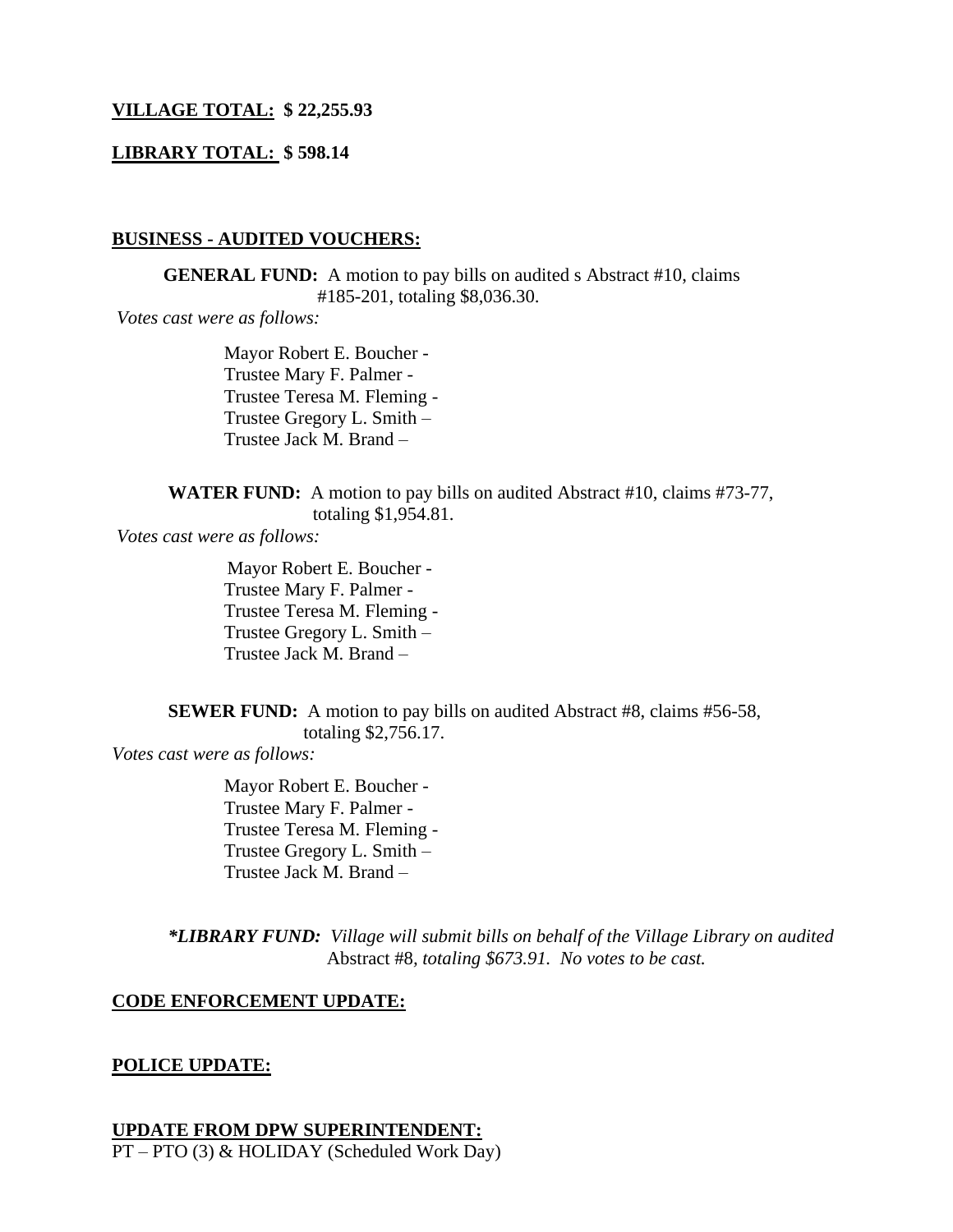**VILLAGE TOTAL: $ 22,255.93**

**LIBRARY TOTAL: $ 598.14**

**BUSINESS - AUDITED VOUCHERS:**

**GENERAL FUND:** A motion to pay bills on audited s Abstract #10, claims #185-201, totaling $8,036.30.

*Votes cast were as follows:*

Mayor Robert E. Boucher -
Trustee Mary F. Palmer -
Trustee Teresa M. Fleming -
Trustee Gregory L. Smith –
Trustee Jack M. Brand –

**WATER FUND:** A motion to pay bills on audited Abstract #10, claims #73-77, totaling $1,954.81.

*Votes cast were as follows:*

Mayor Robert E. Boucher -
Trustee Mary F. Palmer -
Trustee Teresa M. Fleming -
Trustee Gregory L. Smith –
Trustee Jack M. Brand –

**SEWER FUND:** A motion to pay bills on audited Abstract #8, claims #56-58, totaling $2,756.17.

*Votes cast were as follows:*

Mayor Robert E. Boucher -
Trustee Mary F. Palmer -
Trustee Teresa M. Fleming -
Trustee Gregory L. Smith –
Trustee Jack M. Brand –

***LIBRARY FUND:** *Village will submit bills on behalf of the Village Library on audited* Abstract #8, *totaling $673.91. No votes to be cast.*

**CODE ENFORCEMENT UPDATE:**

**POLICE UPDATE:**

**UPDATE FROM DPW SUPERINTENDENT:**

PT – PTO (3) & HOLIDAY (Scheduled Work Day)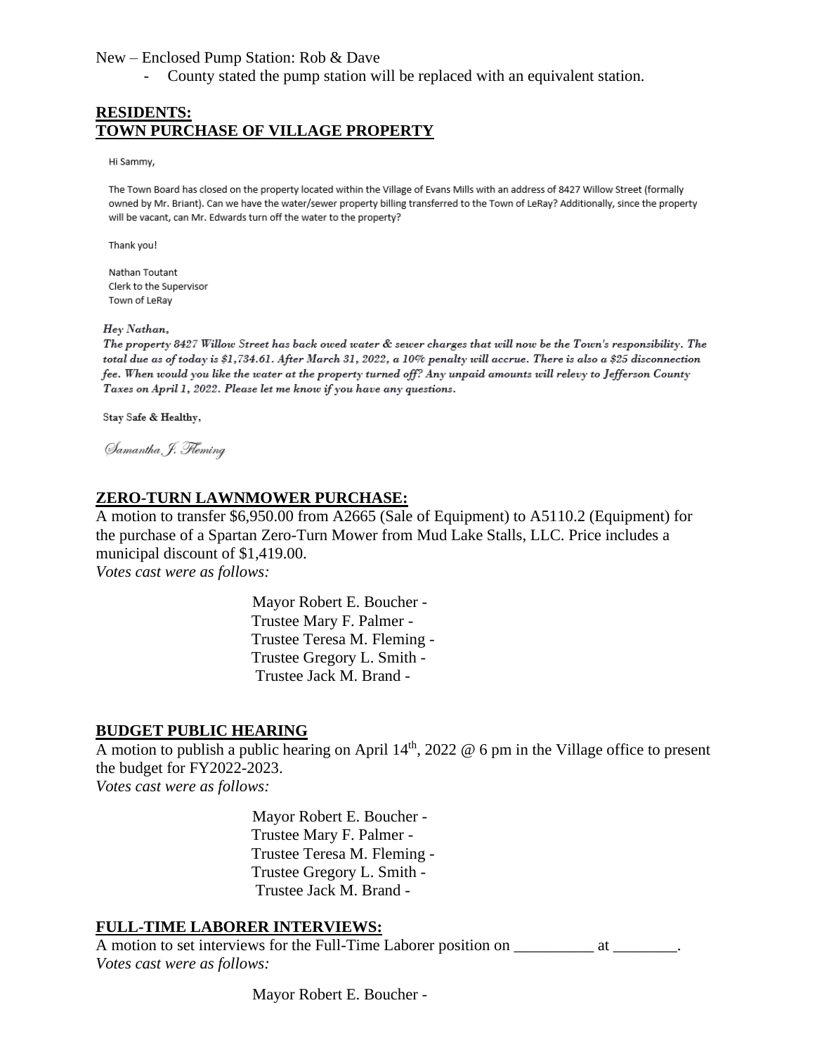New – Enclosed Pump Station: Rob & Dave

- County stated the pump station will be replaced with an equivalent station.

**RESIDENTS:**
**TOWN PURCHASE OF VILLAGE PROPERTY**

Hi Sammy,

The Town Board has closed on the property located within the Village of Evans Mills with an address of 8427 Willow Street (formally owned by Mr. Briant). Can we have the water/sewer property billing transferred to the Town of LeRay? Additionally, since the property will be vacant, can Mr. Edwards turn off the water to the property?

Thank you!

Nathan Toutant
Clerk to the Supervisor
Town of LeRay

*Hey Nathan,*
*The property 8427 Willow Street has back owed water & sewer charges that will now be the Town's responsibility. The total due as of today is $1,734.61. After March 31, 2022, a 10% penalty will accrue. There is also a $25 disconnection fee. When would you like the water at the property turned off? Any unpaid amounts will relevy to Jefferson County Taxes on April 1, 2022. Please let me know if you have any questions.*

Stay Safe & Healthy,

*Samantha J. Fleming*

**ZERO-TURN LAWNMOWER PURCHASE:**

A motion to transfer $6,950.00 from A2665 (Sale of Equipment) to A5110.2 (Equipment) for the purchase of a Spartan Zero-Turn Mower from Mud Lake Stalls, LLC. Price includes a municipal discount of $1,419.00.
*Votes cast were as follows:*

Mayor Robert E. Boucher -
Trustee Mary F. Palmer -
Trustee Teresa M. Fleming -
Trustee Gregory L. Smith -
Trustee Jack M. Brand -

**BUDGET PUBLIC HEARING**

A motion to publish a public hearing on April 14th, 2022 @ 6 pm in the Village office to present the budget for FY2022-2023.
*Votes cast were as follows:*

Mayor Robert E. Boucher -
Trustee Mary F. Palmer -
Trustee Teresa M. Fleming -
Trustee Gregory L. Smith -
Trustee Jack M. Brand -

**FULL-TIME LABORER INTERVIEWS:**

A motion to set interviews for the Full-Time Laborer position on __________ at ________.
*Votes cast were as follows:*

Mayor Robert E. Boucher -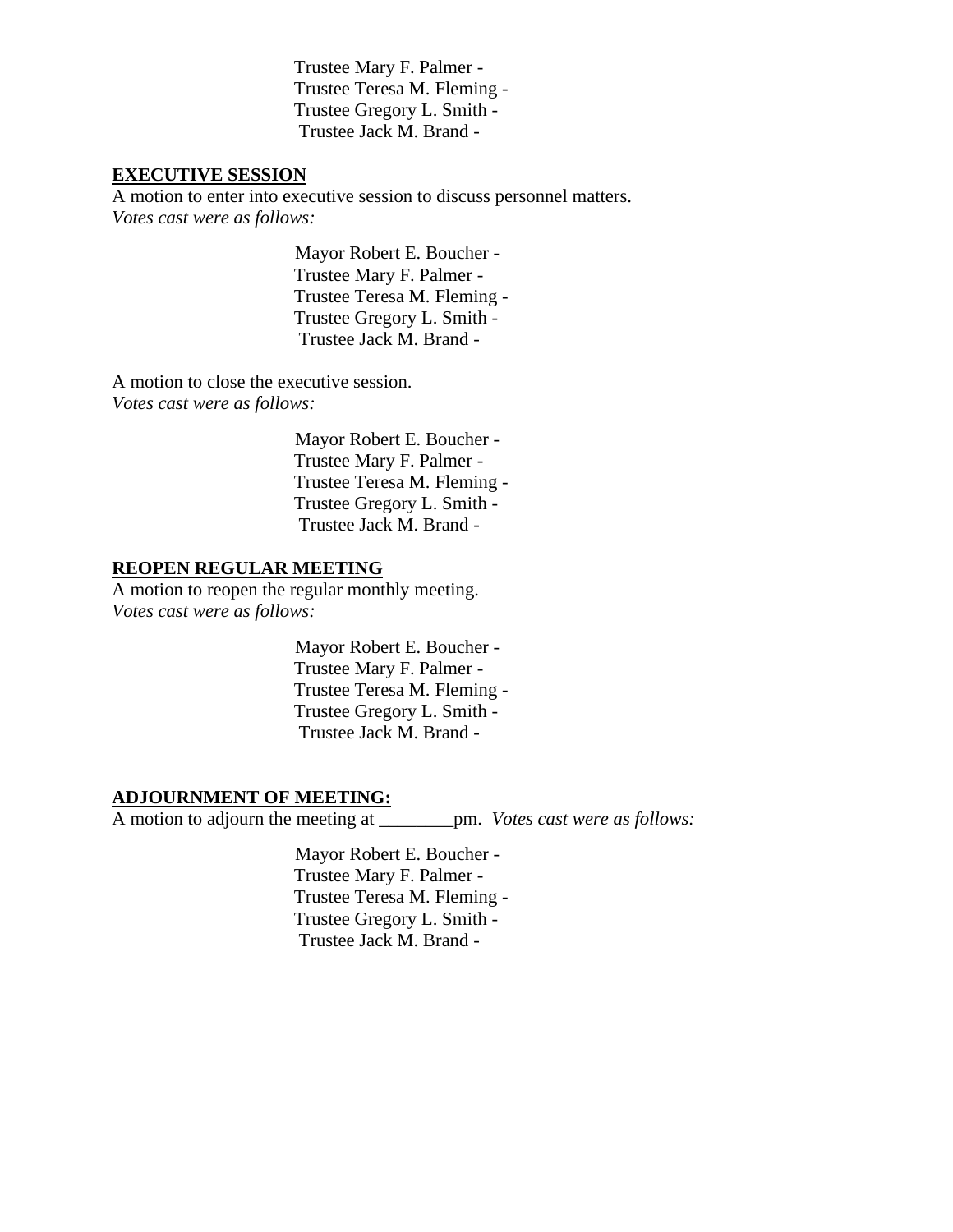Trustee Mary F. Palmer -
Trustee Teresa M. Fleming -
Trustee Gregory L. Smith -
Trustee Jack M. Brand -

**EXECUTIVE SESSION**

A motion to enter into executive session to discuss personnel matters.
*Votes cast were as follows:*

Mayor Robert E. Boucher -
Trustee Mary F. Palmer -
Trustee Teresa M. Fleming -
Trustee Gregory L. Smith -
Trustee Jack M. Brand -

A motion to close the executive session.
*Votes cast were as follows:*

Mayor Robert E. Boucher -
Trustee Mary F. Palmer -
Trustee Teresa M. Fleming -
Trustee Gregory L. Smith -
Trustee Jack M. Brand -

**REOPEN REGULAR MEETING**

A motion to reopen the regular monthly meeting.
*Votes cast were as follows:*

Mayor Robert E. Boucher -
Trustee Mary F. Palmer -
Trustee Teresa M. Fleming -
Trustee Gregory L. Smith -
Trustee Jack M. Brand -

**ADJOURNMENT OF MEETING:**

A motion to adjourn the meeting at ________pm. *Votes cast were as follows:*

Mayor Robert E. Boucher -
Trustee Mary F. Palmer -
Trustee Teresa M. Fleming -
Trustee Gregory L. Smith -
Trustee Jack M. Brand -